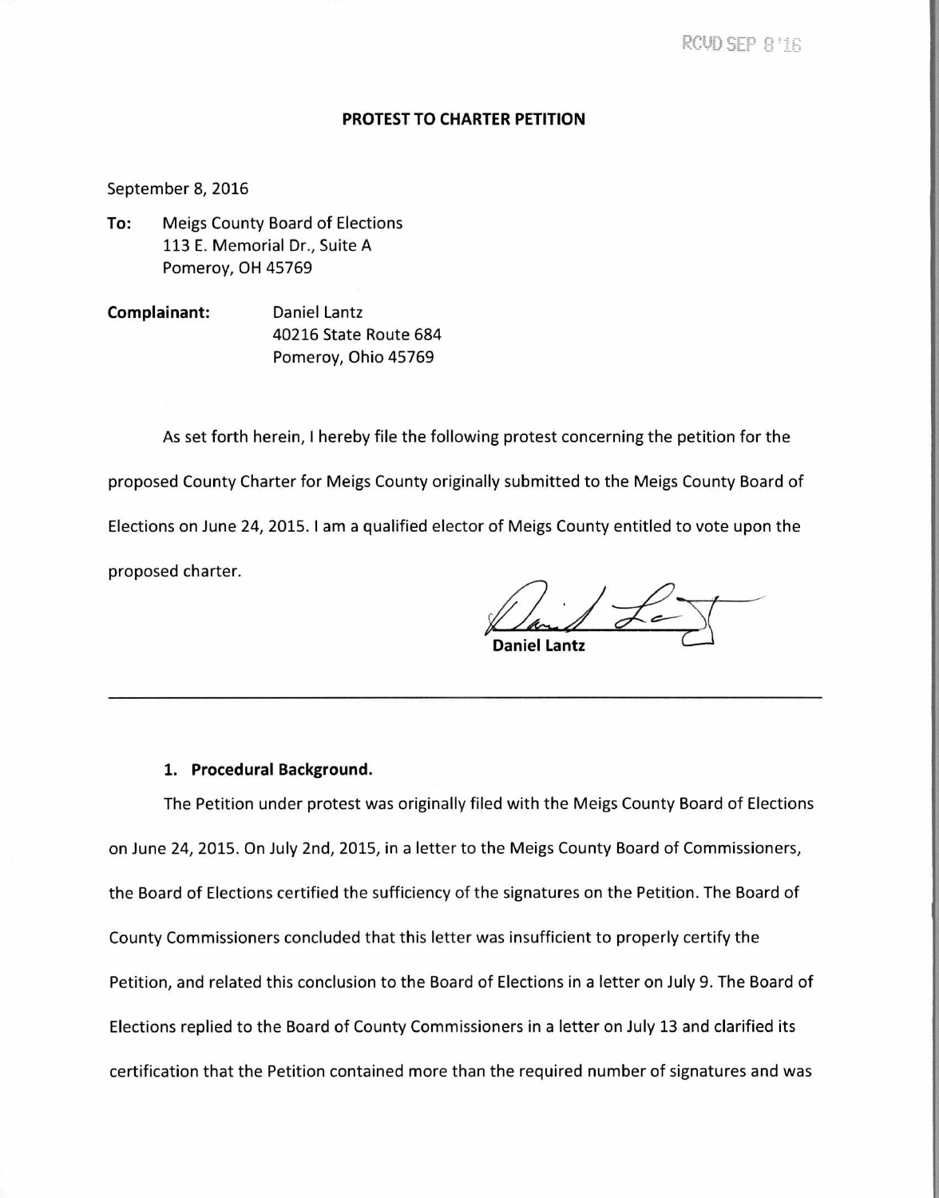RCVD SEP 8 '16

# PROTEST TO CHARTER PETITION

September 8, 2016

**To:** Meigs County Board of Elections
113 E. Memorial Dr., Suite A
Pomeroy, OH 45769

**Complainant:** Daniel Lantz
40216 State Route 684
Pomeroy, Ohio 45769

As set forth herein, I hereby file the following protest concerning the petition for the proposed County Charter for Meigs County originally submitted to the Meigs County Board of Elections on June 24, 2015. I am a qualified elector of Meigs County entitled to vote upon the proposed charter.

**Daniel Lantz**

---

## 1. Procedural Background.

The Petition under protest was originally filed with the Meigs County Board of Elections on June 24, 2015. On July 2nd, 2015, in a letter to the Meigs County Board of Commissioners, the Board of Elections certified the sufficiency of the signatures on the Petition. The Board of County Commissioners concluded that this letter was insufficient to properly certify the Petition, and related this conclusion to the Board of Elections in a letter on July 9. The Board of Elections replied to the Board of County Commissioners in a letter on July 13 and clarified its certification that the Petition contained more than the required number of signatures and was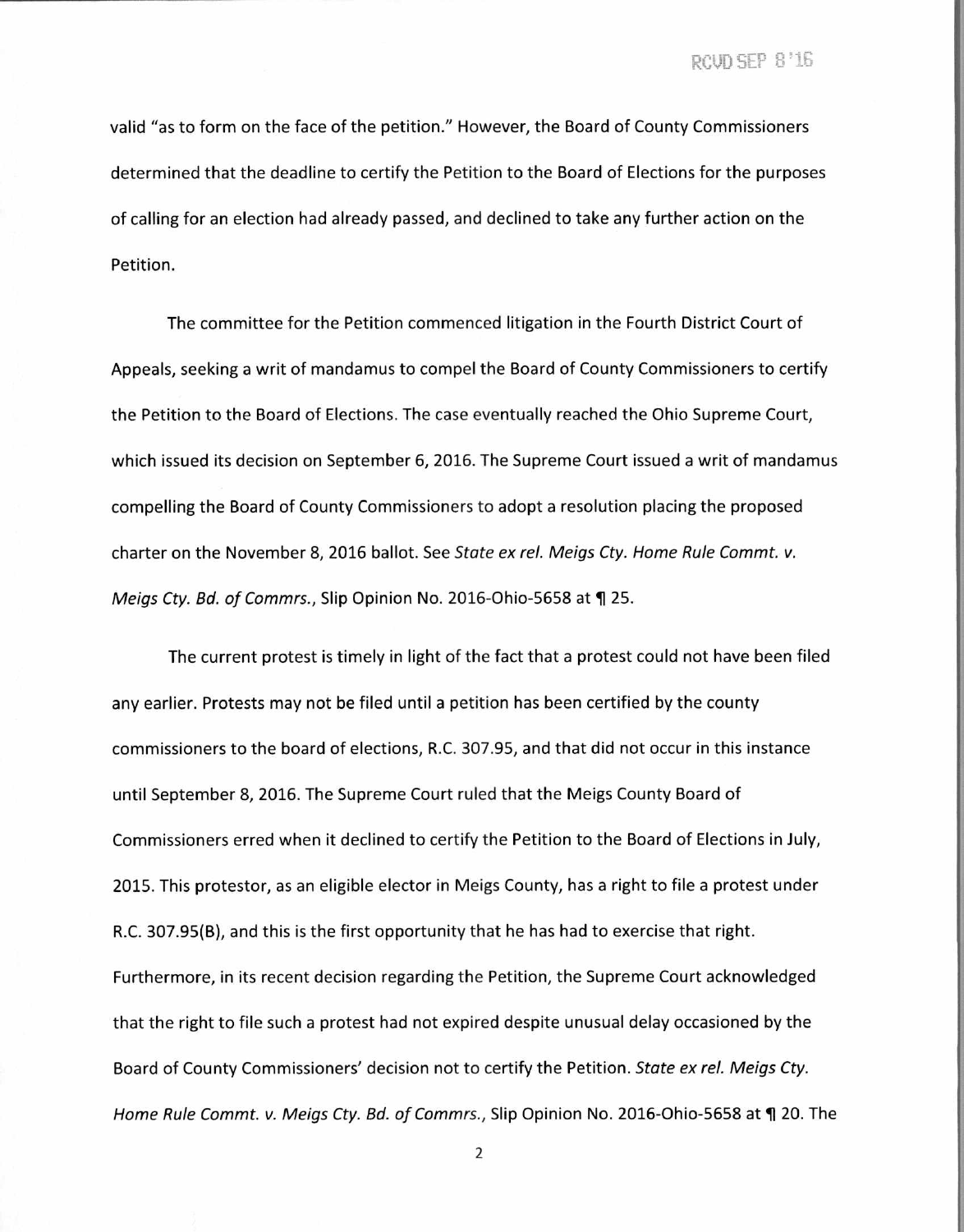valid "as to form on the face of the petition." However, the Board of County Commissioners determined that the deadline to certify the Petition to the Board of Elections for the purposes of calling for an election had already passed, and declined to take any further action on the Petition.

The committee for the Petition commenced litigation in the Fourth District Court of Appeals, seeking a writ of mandamus to compel the Board of County Commissioners to certify the Petition to the Board of Elections. The case eventually reached the Ohio Supreme Court, which issued its decision on September 6, 2016. The Supreme Court issued a writ of mandamus compelling the Board of County Commissioners to adopt a resolution placing the proposed charter on the November 8, 2016 ballot. See *State ex rel. Meigs Cty. Home Rule Commt. v. Meigs Cty. Bd. of Commrs.*, Slip Opinion No. 2016-Ohio-5658 at ¶ 25.

The current protest is timely in light of the fact that a protest could not have been filed any earlier. Protests may not be filed until a petition has been certified by the county commissioners to the board of elections, R.C. 307.95, and that did not occur in this instance until September 8, 2016. The Supreme Court ruled that the Meigs County Board of Commissioners erred when it declined to certify the Petition to the Board of Elections in July, 2015. This protestor, as an eligible elector in Meigs County, has a right to file a protest under R.C. 307.95(B), and this is the first opportunity that he has had to exercise that right. Furthermore, in its recent decision regarding the Petition, the Supreme Court acknowledged that the right to file such a protest had not expired despite unusual delay occasioned by the Board of County Commissioners' decision not to certify the Petition. *State ex rel. Meigs Cty. Home Rule Commt. v. Meigs Cty. Bd. of Commrs.*, Slip Opinion No. 2016-Ohio-5658 at ¶ 20. The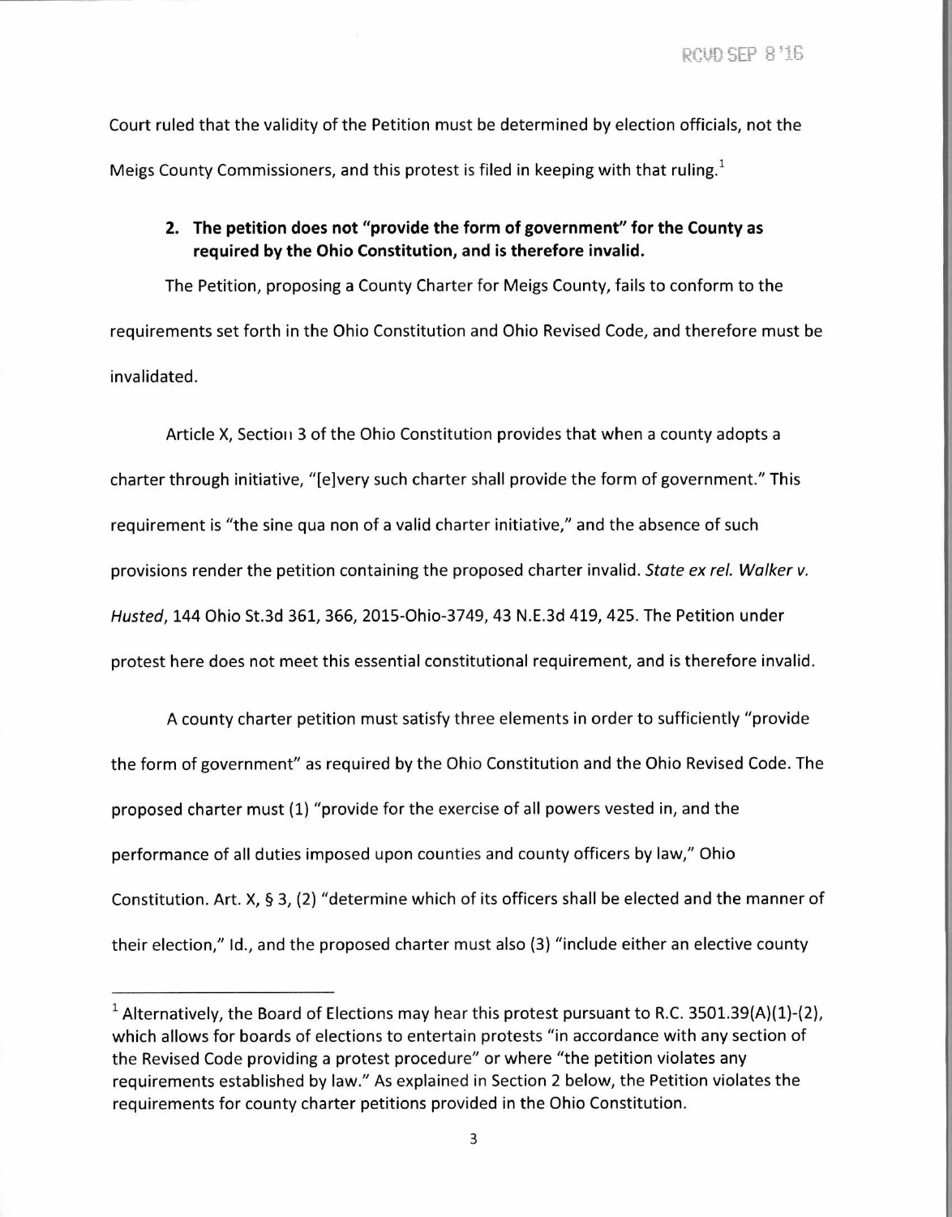Court ruled that the validity of the Petition must be determined by election officials, not the Meigs County Commissioners, and this protest is filed in keeping with that ruling.[1]

**2. The petition does not "provide the form of government" for the County as required by the Ohio Constitution, and is therefore invalid.**

The Petition, proposing a County Charter for Meigs County, fails to conform to the requirements set forth in the Ohio Constitution and Ohio Revised Code, and therefore must be invalidated.

Article X, Section 3 of the Ohio Constitution provides that when a county adopts a charter through initiative, "[e]very such charter shall provide the form of government." This requirement is "the sine qua non of a valid charter initiative," and the absence of such provisions render the petition containing the proposed charter invalid. *State ex rel. Walker v. Husted*, 144 Ohio St.3d 361, 366, 2015-Ohio-3749, 43 N.E.3d 419, 425. The Petition under protest here does not meet this essential constitutional requirement, and is therefore invalid.

A county charter petition must satisfy three elements in order to sufficiently "provide the form of government" as required by the Ohio Constitution and the Ohio Revised Code. The proposed charter must (1) "provide for the exercise of all powers vested in, and the performance of all duties imposed upon counties and county officers by law," Ohio Constitution. Art. X, § 3, (2) "determine which of its officers shall be elected and the manner of their election," Id., and the proposed charter must also (3) "include either an elective county

---

[1] Alternatively, the Board of Elections may hear this protest pursuant to R.C. 3501.39(A)(1)-(2), which allows for boards of elections to entertain protests "in accordance with any section of the Revised Code providing a protest procedure" or where "the petition violates any requirements established by law." As explained in Section 2 below, the Petition violates the requirements for county charter petitions provided in the Ohio Constitution.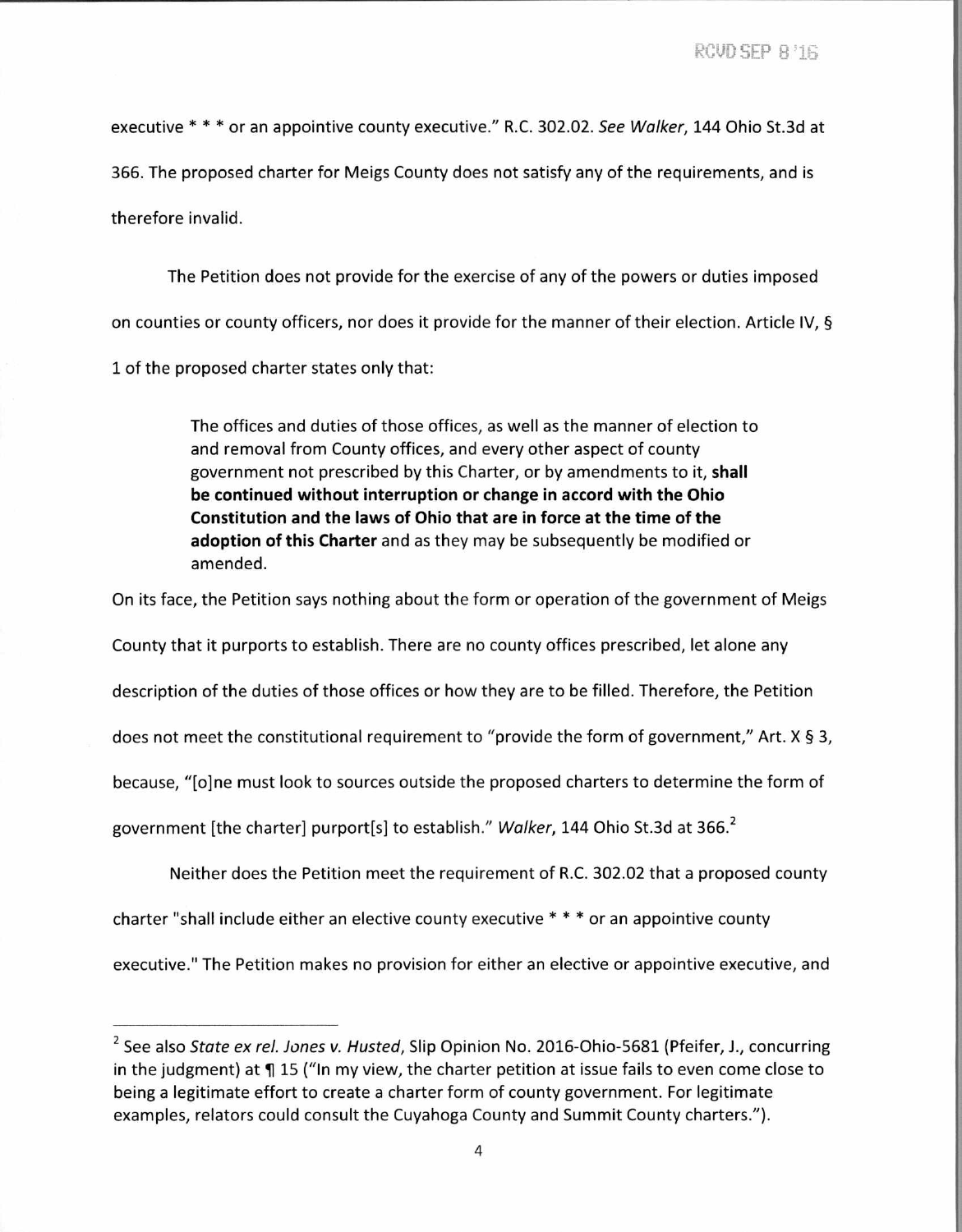executive * * * or an appointive county executive." R.C. 302.02. *See Walker*, 144 Ohio St.3d at 366. The proposed charter for Meigs County does not satisfy any of the requirements, and is therefore invalid.

The Petition does not provide for the exercise of any of the powers or duties imposed on counties or county officers, nor does it provide for the manner of their election. Article IV, § 1 of the proposed charter states only that:

> The offices and duties of those offices, as well as the manner of election to and removal from County offices, and every other aspect of county government not prescribed by this Charter, or by amendments to it, **shall be continued without interruption or change in accord with the Ohio Constitution and the laws of Ohio that are in force at the time of the adoption of this Charter** and as they may be subsequently be modified or amended.

On its face, the Petition says nothing about the form or operation of the government of Meigs County that it purports to establish. There are no county offices prescribed, let alone any description of the duties of those offices or how they are to be filled. Therefore, the Petition does not meet the constitutional requirement to "provide the form of government," Art. X § 3, because, "[o]ne must look to sources outside the proposed charters to determine the form of government [the charter] purport[s] to establish." *Walker*, 144 Ohio St.3d at 366.[2]

Neither does the Petition meet the requirement of R.C. 302.02 that a proposed county charter "shall include either an elective county executive * * * or an appointive county executive." The Petition makes no provision for either an elective or appointive executive, and

---

[2] See also *State ex rel. Jones v. Husted*, Slip Opinion No. 2016-Ohio-5681 (Pfeifer, J., concurring in the judgment) at ¶ 15 ("In my view, the charter petition at issue fails to even come close to being a legitimate effort to create a charter form of county government. For legitimate examples, relators could consult the Cuyahoga County and Summit County charters.").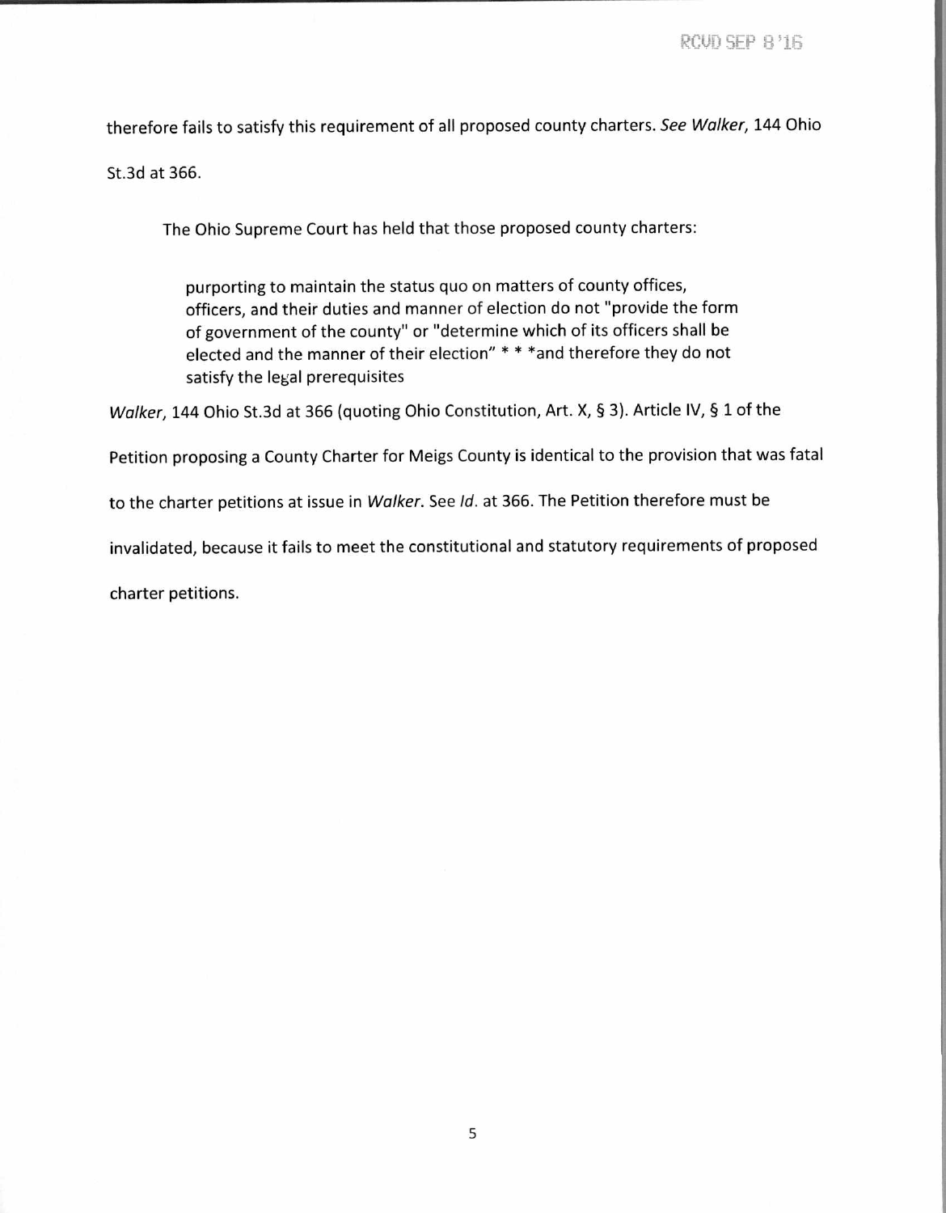therefore fails to satisfy this requirement of all proposed county charters. *See Walker*, 144 Ohio St.3d at 366.

The Ohio Supreme Court has held that those proposed county charters:

> purporting to maintain the status quo on matters of county offices, officers, and their duties and manner of election do not "provide the form of government of the county" or "determine which of its officers shall be elected and the manner of their election" * * *and therefore they do not satisfy the legal prerequisites

*Walker*, 144 Ohio St.3d at 366 (quoting Ohio Constitution, Art. X, § 3). Article IV, § 1 of the Petition proposing a County Charter for Meigs County is identical to the provision that was fatal to the charter petitions at issue in *Walker*. See *Id.* at 366. The Petition therefore must be invalidated, because it fails to meet the constitutional and statutory requirements of proposed charter petitions.